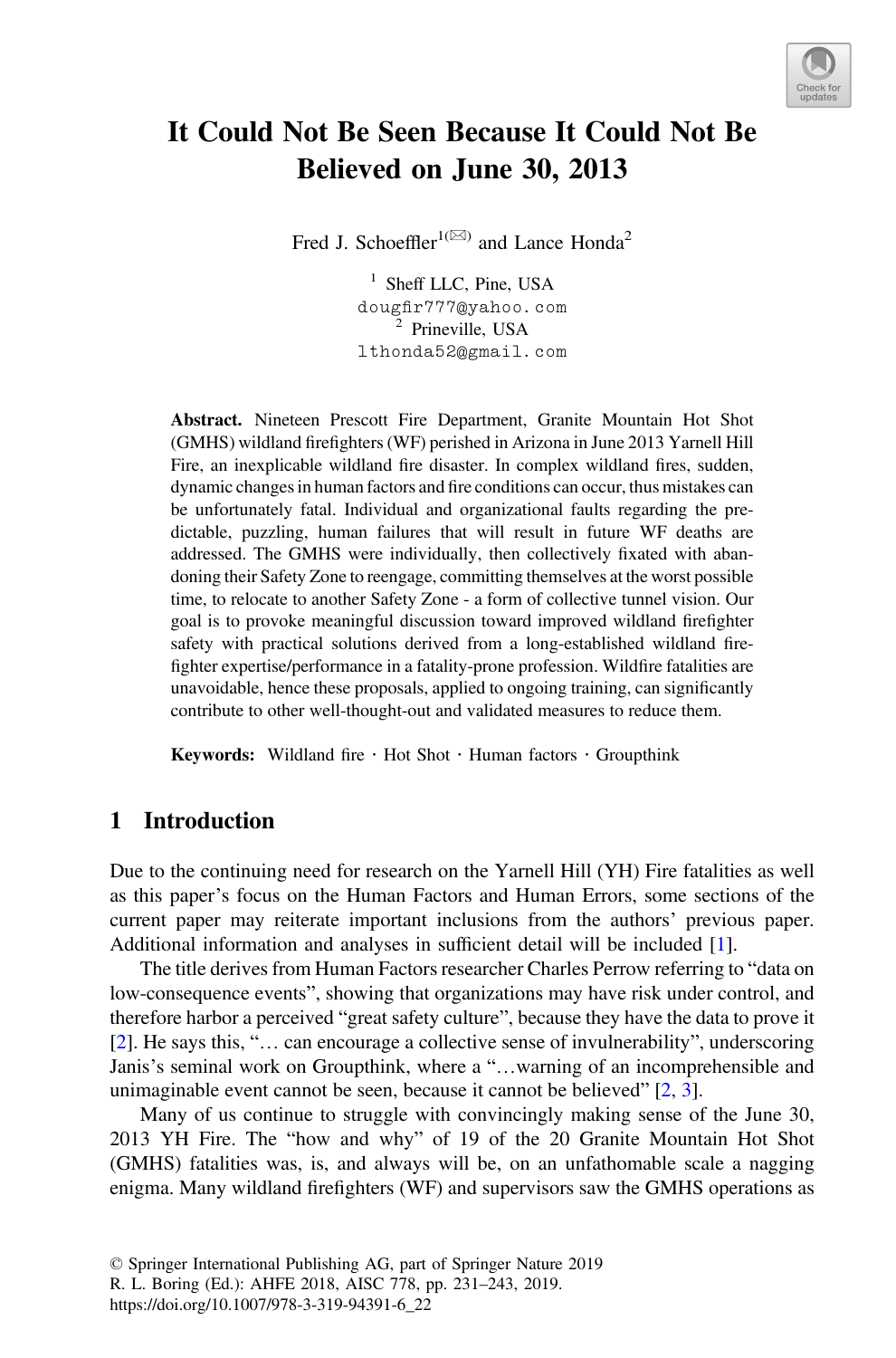# It Could Not Be Seen Because It Could Not Be Believed on June 30, 2013

Fred J. Schoeffler[1(✉)] and Lance Honda[2]

[1] Sheff LLC, Pine, USA
dougfir777@yahoo.com
[2] Prineville, USA
lthonda52@gmail.com

**Abstract.** Nineteen Prescott Fire Department, Granite Mountain Hot Shot (GMHS) wildland firefighters (WF) perished in Arizona in June 2013 Yarnell Hill Fire, an inexplicable wildland fire disaster. In complex wildland fires, sudden, dynamic changes in human factors and fire conditions can occur, thus mistakes can be unfortunately fatal. Individual and organizational faults regarding the predictable, puzzling, human failures that will result in future WF deaths are addressed. The GMHS were individually, then collectively fixated with abandoning their Safety Zone to reengage, committing themselves at the worst possible time, to relocate to another Safety Zone - a form of collective tunnel vision. Our goal is to provoke meaningful discussion toward improved wildland firefighter safety with practical solutions derived from a long-established wildland firefighter expertise/performance in a fatality-prone profession. Wildfire fatalities are unavoidable, hence these proposals, applied to ongoing training, can significantly contribute to other well-thought-out and validated measures to reduce them.

**Keywords:** Wildland fire · Hot Shot · Human factors · Groupthink

## 1 Introduction

Due to the continuing need for research on the Yarnell Hill (YH) Fire fatalities as well as this paper's focus on the Human Factors and Human Errors, some sections of the current paper may reiterate important inclusions from the authors' previous paper. Additional information and analyses in sufficient detail will be included [1].

The title derives from Human Factors researcher Charles Perrow referring to "data on low-consequence events", showing that organizations may have risk under control, and therefore harbor a perceived "great safety culture", because they have the data to prove it [2]. He says this, "… can encourage a collective sense of invulnerability", underscoring Janis's seminal work on Groupthink, where a "…warning of an incomprehensible and unimaginable event cannot be seen, because it cannot be believed" [2, 3].

Many of us continue to struggle with convincingly making sense of the June 30, 2013 YH Fire. The "how and why" of 19 of the 20 Granite Mountain Hot Shot (GMHS) fatalities was, is, and always will be, on an unfathomable scale a nagging enigma. Many wildland firefighters (WF) and supervisors saw the GMHS operations as

© Springer International Publishing AG, part of Springer Nature 2019
R. L. Boring (Ed.): AHFE 2018, AISC 778, pp. 231–243, 2019.
https://doi.org/10.1007/978-3-319-94391-6_22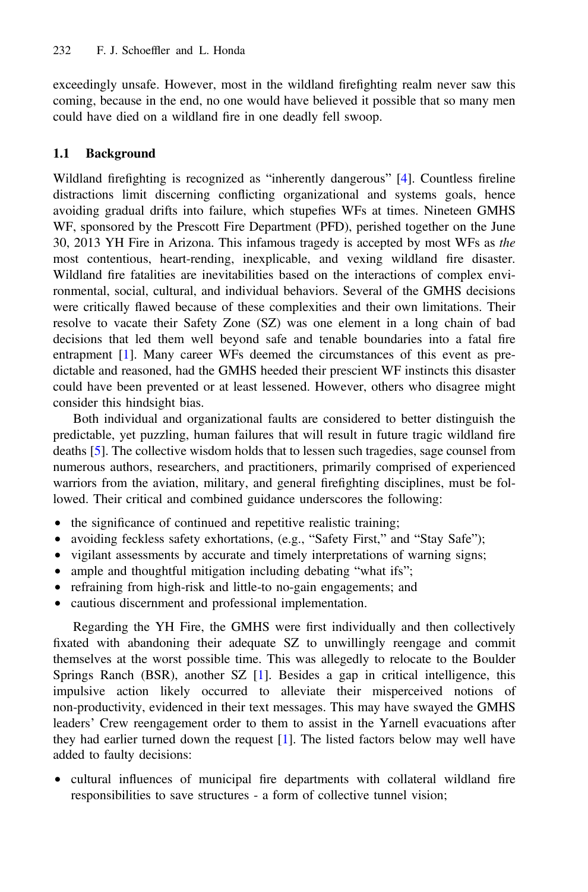exceedingly unsafe. However, most in the wildland firefighting realm never saw this coming, because in the end, no one would have believed it possible that so many men could have died on a wildland fire in one deadly fell swoop.

## 1.1 Background

Wildland firefighting is recognized as "inherently dangerous" [4]. Countless fireline distractions limit discerning conflicting organizational and systems goals, hence avoiding gradual drifts into failure, which stupefies WFs at times. Nineteen GMHS WF, sponsored by the Prescott Fire Department (PFD), perished together on the June 30, 2013 YH Fire in Arizona. This infamous tragedy is accepted by most WFs as *the* most contentious, heart-rending, inexplicable, and vexing wildland fire disaster. Wildland fire fatalities are inevitabilities based on the interactions of complex environmental, social, cultural, and individual behaviors. Several of the GMHS decisions were critically flawed because of these complexities and their own limitations. Their resolve to vacate their Safety Zone (SZ) was one element in a long chain of bad decisions that led them well beyond safe and tenable boundaries into a fatal fire entrapment [1]. Many career WFs deemed the circumstances of this event as predictable and reasoned, had the GMHS heeded their prescient WF instincts this disaster could have been prevented or at least lessened. However, others who disagree might consider this hindsight bias.

Both individual and organizational faults are considered to better distinguish the predictable, yet puzzling, human failures that will result in future tragic wildland fire deaths [5]. The collective wisdom holds that to lessen such tragedies, sage counsel from numerous authors, researchers, and practitioners, primarily comprised of experienced warriors from the aviation, military, and general firefighting disciplines, must be followed. Their critical and combined guidance underscores the following:

- the significance of continued and repetitive realistic training;
- avoiding feckless safety exhortations, (e.g., "Safety First," and "Stay Safe");
- vigilant assessments by accurate and timely interpretations of warning signs;
- ample and thoughtful mitigation including debating "what ifs";
- refraining from high-risk and little-to no-gain engagements; and
- cautious discernment and professional implementation.

Regarding the YH Fire, the GMHS were first individually and then collectively fixated with abandoning their adequate SZ to unwillingly reengage and commit themselves at the worst possible time. This was allegedly to relocate to the Boulder Springs Ranch (BSR), another SZ [1]. Besides a gap in critical intelligence, this impulsive action likely occurred to alleviate their misperceived notions of non-productivity, evidenced in their text messages. This may have swayed the GMHS leaders' Crew reengagement order to them to assist in the Yarnell evacuations after they had earlier turned down the request [1]. The listed factors below may well have added to faulty decisions:

- cultural influences of municipal fire departments with collateral wildland fire responsibilities to save structures - a form of collective tunnel vision;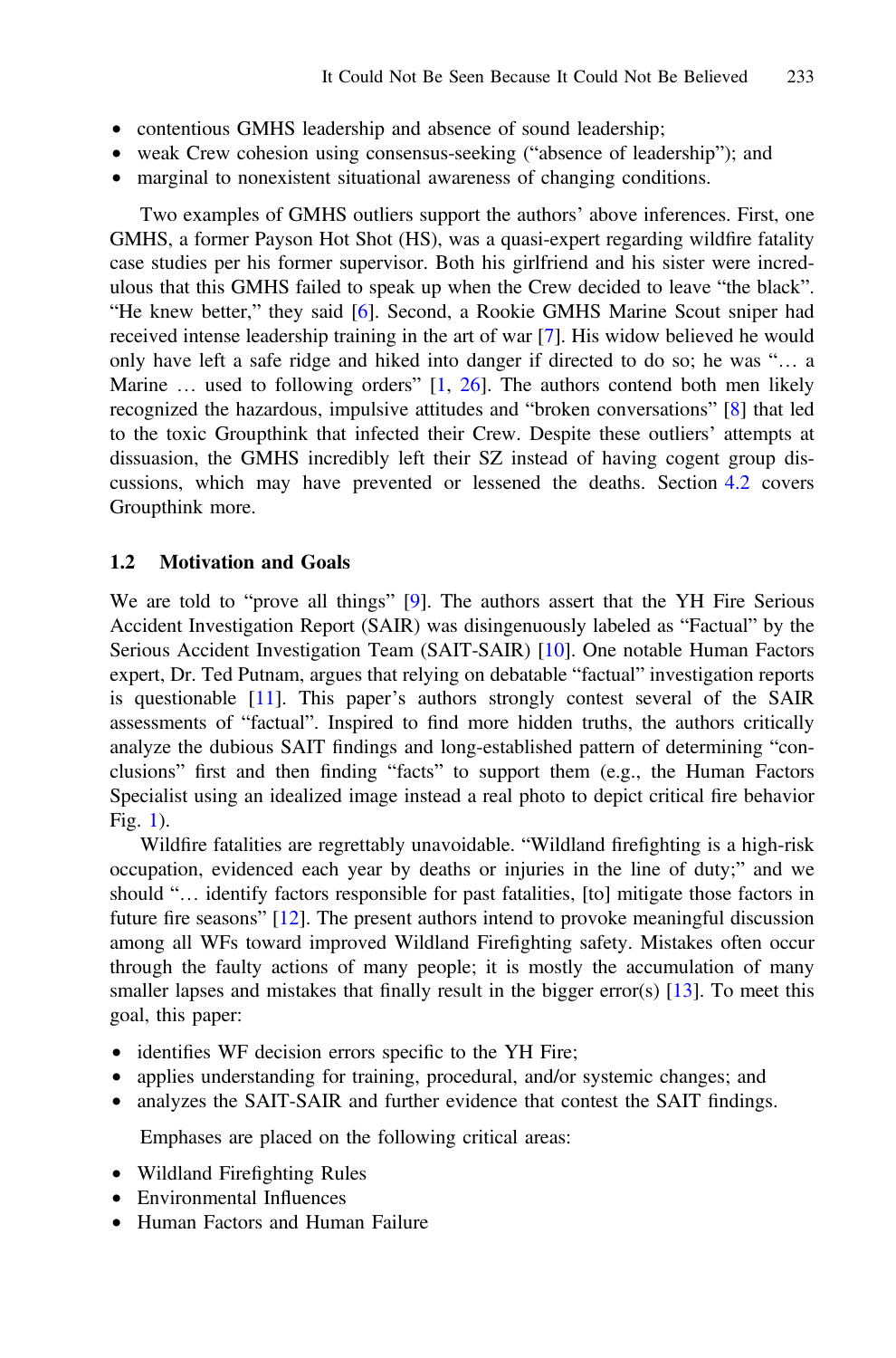- contentious GMHS leadership and absence of sound leadership;
- weak Crew cohesion using consensus-seeking ("absence of leadership"); and
- marginal to nonexistent situational awareness of changing conditions.

Two examples of GMHS outliers support the authors' above inferences. First, one GMHS, a former Payson Hot Shot (HS), was a quasi-expert regarding wildfire fatality case studies per his former supervisor. Both his girlfriend and his sister were incredulous that this GMHS failed to speak up when the Crew decided to leave "the black". "He knew better," they said [6]. Second, a Rookie GMHS Marine Scout sniper had received intense leadership training in the art of war [7]. His widow believed he would only have left a safe ridge and hiked into danger if directed to do so; he was "… a Marine … used to following orders" [1, 26]. The authors contend both men likely recognized the hazardous, impulsive attitudes and "broken conversations" [8] that led to the toxic Groupthink that infected their Crew. Despite these outliers' attempts at dissuasion, the GMHS incredibly left their SZ instead of having cogent group discussions, which may have prevented or lessened the deaths. Section 4.2 covers Groupthink more.

## 1.2 Motivation and Goals

We are told to "prove all things" [9]. The authors assert that the YH Fire Serious Accident Investigation Report (SAIR) was disingenuously labeled as "Factual" by the Serious Accident Investigation Team (SAIT-SAIR) [10]. One notable Human Factors expert, Dr. Ted Putnam, argues that relying on debatable "factual" investigation reports is questionable [11]. This paper's authors strongly contest several of the SAIR assessments of "factual". Inspired to find more hidden truths, the authors critically analyze the dubious SAIT findings and long-established pattern of determining "conclusions" first and then finding "facts" to support them (e.g., the Human Factors Specialist using an idealized image instead a real photo to depict critical fire behavior Fig. 1).

Wildfire fatalities are regrettably unavoidable. "Wildland firefighting is a high-risk occupation, evidenced each year by deaths or injuries in the line of duty;" and we should "… identify factors responsible for past fatalities, [to] mitigate those factors in future fire seasons" [12]. The present authors intend to provoke meaningful discussion among all WFs toward improved Wildland Firefighting safety. Mistakes often occur through the faulty actions of many people; it is mostly the accumulation of many smaller lapses and mistakes that finally result in the bigger error(s) [13]. To meet this goal, this paper:

- identifies WF decision errors specific to the YH Fire;
- applies understanding for training, procedural, and/or systemic changes; and
- analyzes the SAIT-SAIR and further evidence that contest the SAIT findings.

Emphases are placed on the following critical areas:

- Wildland Firefighting Rules
- Environmental Influences
- Human Factors and Human Failure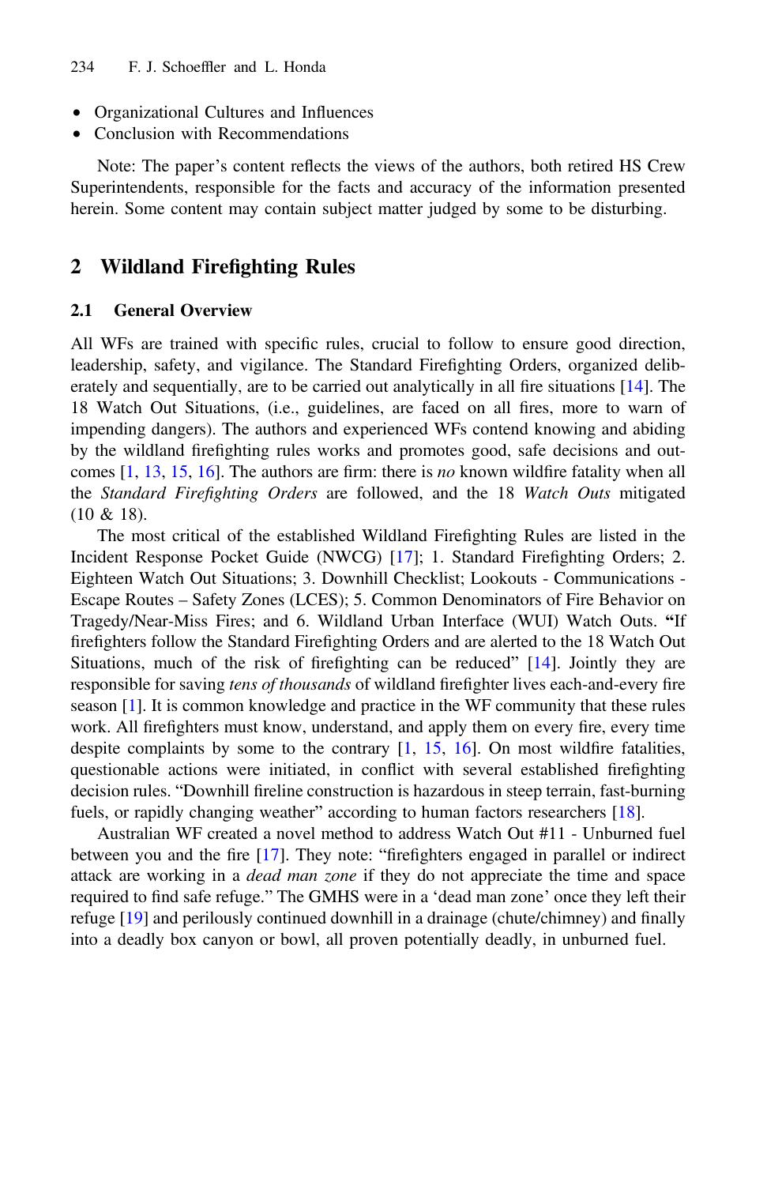- Organizational Cultures and Influences
- Conclusion with Recommendations

Note: The paper's content reflects the views of the authors, both retired HS Crew Superintendents, responsible for the facts and accuracy of the information presented herein. Some content may contain subject matter judged by some to be disturbing.

## 2 Wildland Firefighting Rules

### 2.1 General Overview

All WFs are trained with specific rules, crucial to follow to ensure good direction, leadership, safety, and vigilance. The Standard Firefighting Orders, organized deliberately and sequentially, are to be carried out analytically in all fire situations [14]. The 18 Watch Out Situations, (i.e., guidelines, are faced on all fires, more to warn of impending dangers). The authors and experienced WFs contend knowing and abiding by the wildland firefighting rules works and promotes good, safe decisions and outcomes [1, 13, 15, 16]. The authors are firm: there is *no* known wildfire fatality when all the *Standard Firefighting Orders* are followed, and the 18 *Watch Outs* mitigated (10 & 18).

The most critical of the established Wildland Firefighting Rules are listed in the Incident Response Pocket Guide (NWCG) [17]; 1. Standard Firefighting Orders; 2. Eighteen Watch Out Situations; 3. Downhill Checklist; Lookouts - Communications - Escape Routes – Safety Zones (LCES); 5. Common Denominators of Fire Behavior on Tragedy/Near-Miss Fires; and 6. Wildland Urban Interface (WUI) Watch Outs. **"**If firefighters follow the Standard Firefighting Orders and are alerted to the 18 Watch Out Situations, much of the risk of firefighting can be reduced" [14]. Jointly they are responsible for saving *tens of thousands* of wildland firefighter lives each-and-every fire season [1]. It is common knowledge and practice in the WF community that these rules work. All firefighters must know, understand, and apply them on every fire, every time despite complaints by some to the contrary [1, 15, 16]. On most wildfire fatalities, questionable actions were initiated, in conflict with several established firefighting decision rules. "Downhill fireline construction is hazardous in steep terrain, fast-burning fuels, or rapidly changing weather" according to human factors researchers [18].

Australian WF created a novel method to address Watch Out #11 - Unburned fuel between you and the fire [17]. They note: "firefighters engaged in parallel or indirect attack are working in a *dead man zone* if they do not appreciate the time and space required to find safe refuge." The GMHS were in a 'dead man zone' once they left their refuge [19] and perilously continued downhill in a drainage (chute/chimney) and finally into a deadly box canyon or bowl, all proven potentially deadly, in unburned fuel.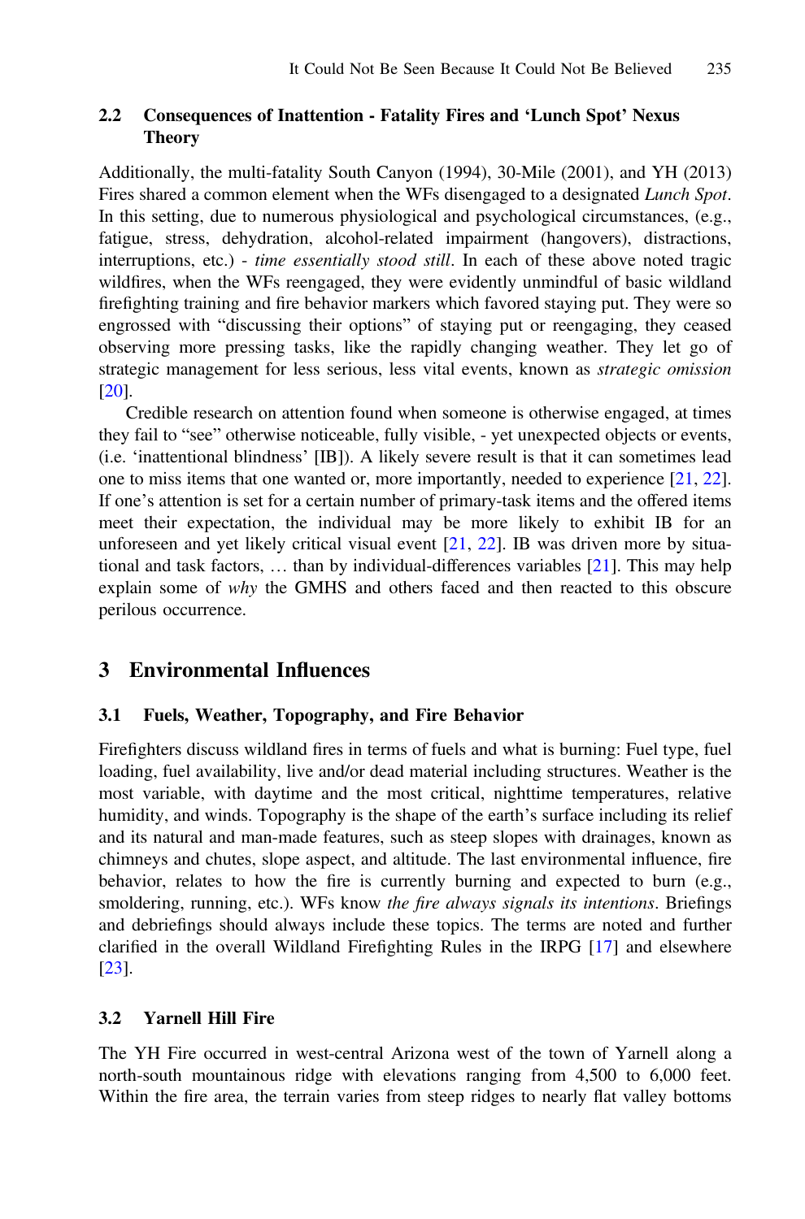### 2.2 Consequences of Inattention - Fatality Fires and 'Lunch Spot' Nexus Theory

Additionally, the multi-fatality South Canyon (1994), 30-Mile (2001), and YH (2013) Fires shared a common element when the WFs disengaged to a designated *Lunch Spot*. In this setting, due to numerous physiological and psychological circumstances, (e.g., fatigue, stress, dehydration, alcohol-related impairment (hangovers), distractions, interruptions, etc.) - *time essentially stood still*. In each of these above noted tragic wildfires, when the WFs reengaged, they were evidently unmindful of basic wildland firefighting training and fire behavior markers which favored staying put. They were so engrossed with "discussing their options" of staying put or reengaging, they ceased observing more pressing tasks, like the rapidly changing weather. They let go of strategic management for less serious, less vital events, known as *strategic omission* [20].

Credible research on attention found when someone is otherwise engaged, at times they fail to "see" otherwise noticeable, fully visible, - yet unexpected objects or events, (i.e. 'inattentional blindness' [IB]). A likely severe result is that it can sometimes lead one to miss items that one wanted or, more importantly, needed to experience [21, 22]. If one's attention is set for a certain number of primary-task items and the offered items meet their expectation, the individual may be more likely to exhibit IB for an unforeseen and yet likely critical visual event [21, 22]. IB was driven more by situational and task factors, … than by individual-differences variables [21]. This may help explain some of *why* the GMHS and others faced and then reacted to this obscure perilous occurrence.

## 3 Environmental Influences

### 3.1 Fuels, Weather, Topography, and Fire Behavior

Firefighters discuss wildland fires in terms of fuels and what is burning: Fuel type, fuel loading, fuel availability, live and/or dead material including structures. Weather is the most variable, with daytime and the most critical, nighttime temperatures, relative humidity, and winds. Topography is the shape of the earth's surface including its relief and its natural and man-made features, such as steep slopes with drainages, known as chimneys and chutes, slope aspect, and altitude. The last environmental influence, fire behavior, relates to how the fire is currently burning and expected to burn (e.g., smoldering, running, etc.). WFs know *the fire always signals its intentions*. Briefings and debriefings should always include these topics. The terms are noted and further clarified in the overall Wildland Firefighting Rules in the IRPG [17] and elsewhere [23].

### 3.2 Yarnell Hill Fire

The YH Fire occurred in west-central Arizona west of the town of Yarnell along a north-south mountainous ridge with elevations ranging from 4,500 to 6,000 feet. Within the fire area, the terrain varies from steep ridges to nearly flat valley bottoms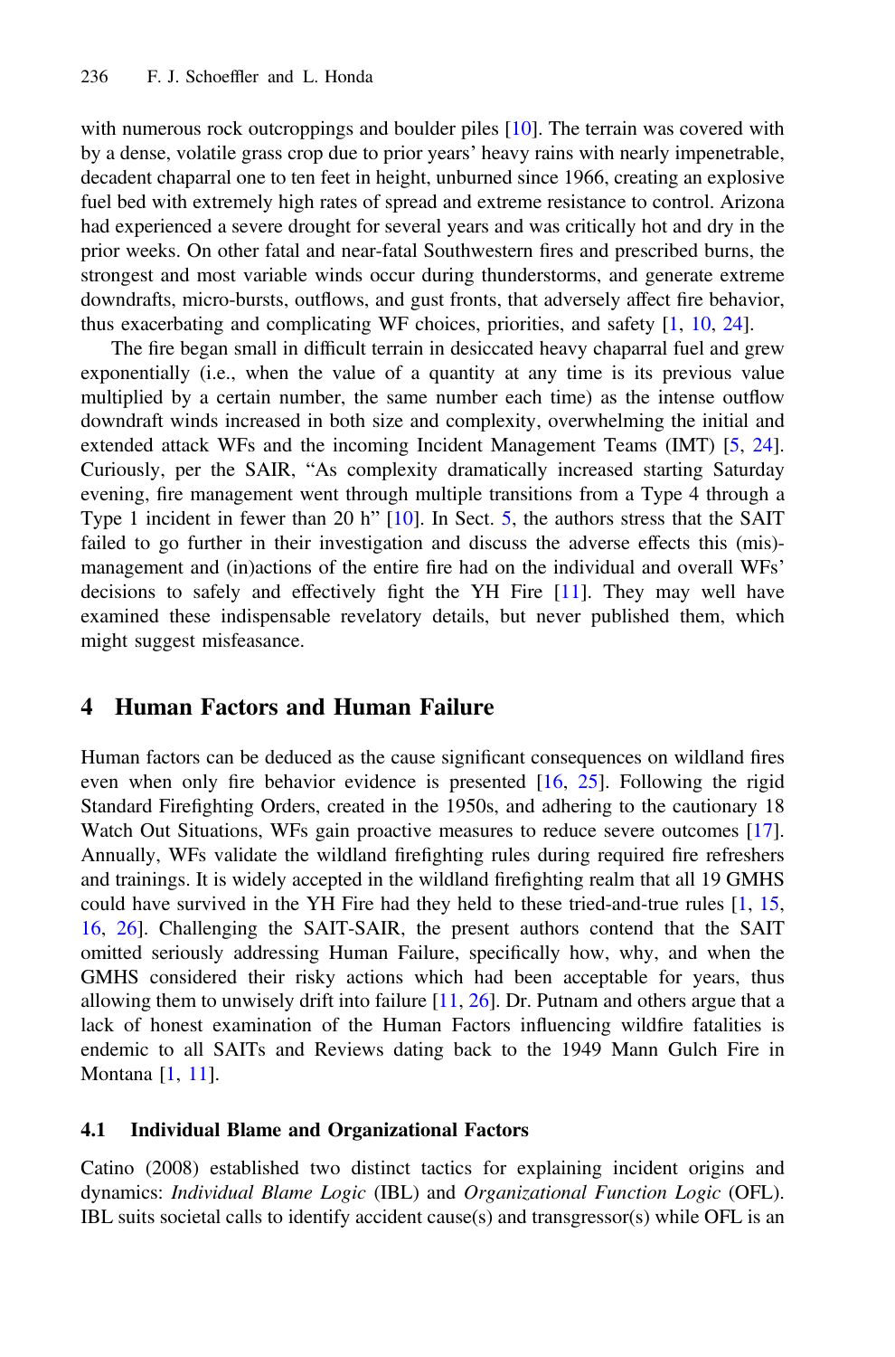with numerous rock outcroppings and boulder piles [10]. The terrain was covered with by a dense, volatile grass crop due to prior years' heavy rains with nearly impenetrable, decadent chaparral one to ten feet in height, unburned since 1966, creating an explosive fuel bed with extremely high rates of spread and extreme resistance to control. Arizona had experienced a severe drought for several years and was critically hot and dry in the prior weeks. On other fatal and near-fatal Southwestern fires and prescribed burns, the strongest and most variable winds occur during thunderstorms, and generate extreme downdrafts, micro-bursts, outflows, and gust fronts, that adversely affect fire behavior, thus exacerbating and complicating WF choices, priorities, and safety [1, 10, 24].

The fire began small in difficult terrain in desiccated heavy chaparral fuel and grew exponentially (i.e., when the value of a quantity at any time is its previous value multiplied by a certain number, the same number each time) as the intense outflow downdraft winds increased in both size and complexity, overwhelming the initial and extended attack WFs and the incoming Incident Management Teams (IMT) [5, 24]. Curiously, per the SAIR, "As complexity dramatically increased starting Saturday evening, fire management went through multiple transitions from a Type 4 through a Type 1 incident in fewer than 20 h" [10]. In Sect. 5, the authors stress that the SAIT failed to go further in their investigation and discuss the adverse effects this (mis)-management and (in)actions of the entire fire had on the individual and overall WFs' decisions to safely and effectively fight the YH Fire [11]. They may well have examined these indispensable revelatory details, but never published them, which might suggest misfeasance.

## 4 Human Factors and Human Failure

Human factors can be deduced as the cause significant consequences on wildland fires even when only fire behavior evidence is presented [16, 25]. Following the rigid Standard Firefighting Orders, created in the 1950s, and adhering to the cautionary 18 Watch Out Situations, WFs gain proactive measures to reduce severe outcomes [17]. Annually, WFs validate the wildland firefighting rules during required fire refreshers and trainings. It is widely accepted in the wildland firefighting realm that all 19 GMHS could have survived in the YH Fire had they held to these tried-and-true rules [1, 15, 16, 26]. Challenging the SAIT-SAIR, the present authors contend that the SAIT omitted seriously addressing Human Failure, specifically how, why, and when the GMHS considered their risky actions which had been acceptable for years, thus allowing them to unwisely drift into failure [11, 26]. Dr. Putnam and others argue that a lack of honest examination of the Human Factors influencing wildfire fatalities is endemic to all SAITs and Reviews dating back to the 1949 Mann Gulch Fire in Montana [1, 11].

### 4.1 Individual Blame and Organizational Factors

Catino (2008) established two distinct tactics for explaining incident origins and dynamics: *Individual Blame Logic* (IBL) and *Organizational Function Logic* (OFL). IBL suits societal calls to identify accident cause(s) and transgressor(s) while OFL is an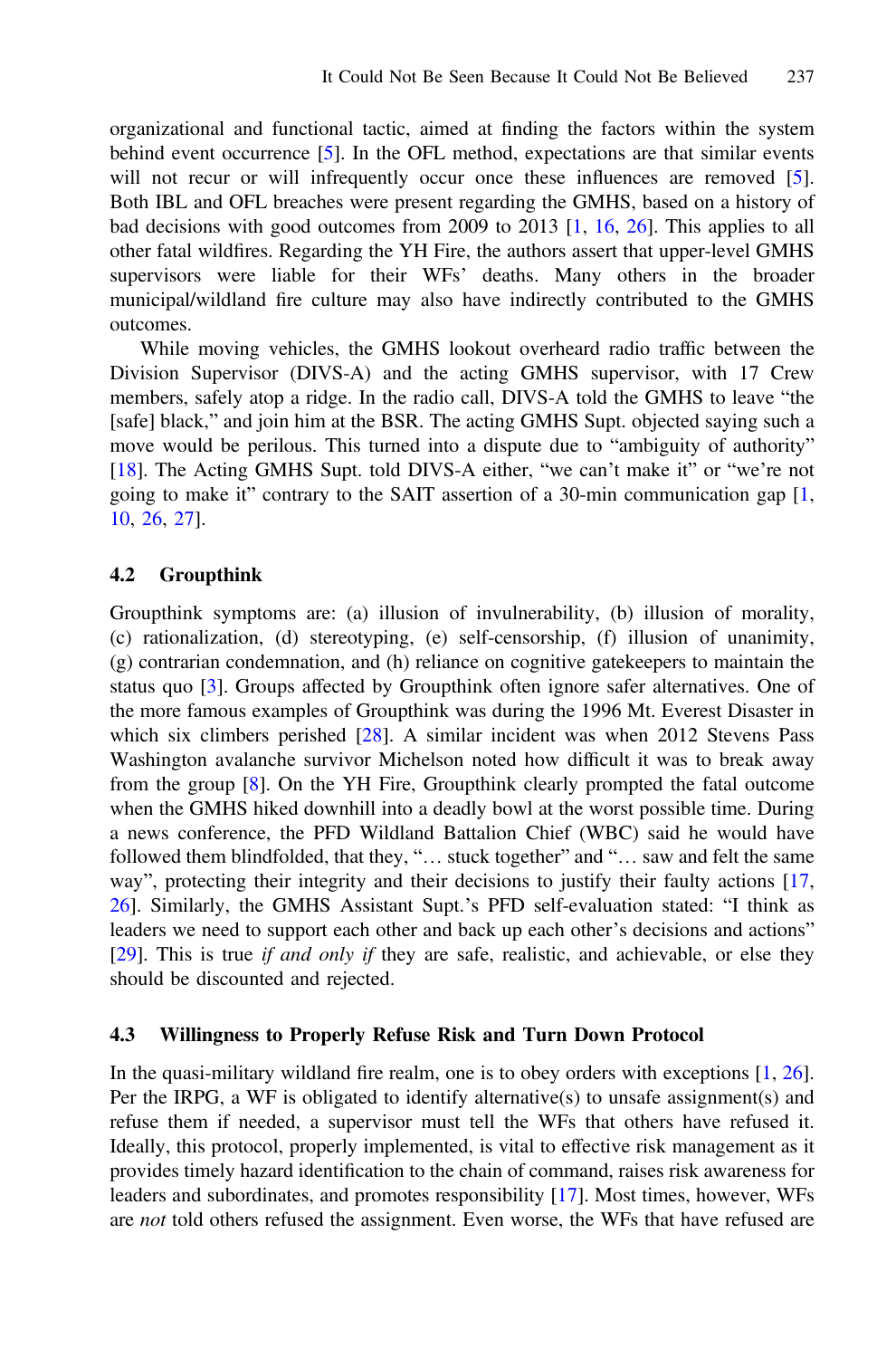organizational and functional tactic, aimed at finding the factors within the system behind event occurrence [5]. In the OFL method, expectations are that similar events will not recur or will infrequently occur once these influences are removed [5]. Both IBL and OFL breaches were present regarding the GMHS, based on a history of bad decisions with good outcomes from 2009 to 2013 [1, 16, 26]. This applies to all other fatal wildfires. Regarding the YH Fire, the authors assert that upper-level GMHS supervisors were liable for their WFs' deaths. Many others in the broader municipal/wildland fire culture may also have indirectly contributed to the GMHS outcomes.

While moving vehicles, the GMHS lookout overheard radio traffic between the Division Supervisor (DIVS-A) and the acting GMHS supervisor, with 17 Crew members, safely atop a ridge. In the radio call, DIVS-A told the GMHS to leave "the [safe] black," and join him at the BSR. The acting GMHS Supt. objected saying such a move would be perilous. This turned into a dispute due to "ambiguity of authority" [18]. The Acting GMHS Supt. told DIVS-A either, "we can't make it" or "we're not going to make it" contrary to the SAIT assertion of a 30-min communication gap [1, 10, 26, 27].

### 4.2 Groupthink

Groupthink symptoms are: (a) illusion of invulnerability, (b) illusion of morality, (c) rationalization, (d) stereotyping, (e) self-censorship, (f) illusion of unanimity, (g) contrarian condemnation, and (h) reliance on cognitive gatekeepers to maintain the status quo [3]. Groups affected by Groupthink often ignore safer alternatives. One of the more famous examples of Groupthink was during the 1996 Mt. Everest Disaster in which six climbers perished [28]. A similar incident was when 2012 Stevens Pass Washington avalanche survivor Michelson noted how difficult it was to break away from the group [8]. On the YH Fire, Groupthink clearly prompted the fatal outcome when the GMHS hiked downhill into a deadly bowl at the worst possible time. During a news conference, the PFD Wildland Battalion Chief (WBC) said he would have followed them blindfolded, that they, "… stuck together" and "… saw and felt the same way", protecting their integrity and their decisions to justify their faulty actions [17, 26]. Similarly, the GMHS Assistant Supt.'s PFD self-evaluation stated: "I think as leaders we need to support each other and back up each other's decisions and actions" [29]. This is true *if and only if* they are safe, realistic, and achievable, or else they should be discounted and rejected.

### 4.3 Willingness to Properly Refuse Risk and Turn Down Protocol

In the quasi-military wildland fire realm, one is to obey orders with exceptions [1, 26]. Per the IRPG, a WF is obligated to identify alternative(s) to unsafe assignment(s) and refuse them if needed, a supervisor must tell the WFs that others have refused it. Ideally, this protocol, properly implemented, is vital to effective risk management as it provides timely hazard identification to the chain of command, raises risk awareness for leaders and subordinates, and promotes responsibility [17]. Most times, however, WFs are *not* told others refused the assignment. Even worse, the WFs that have refused are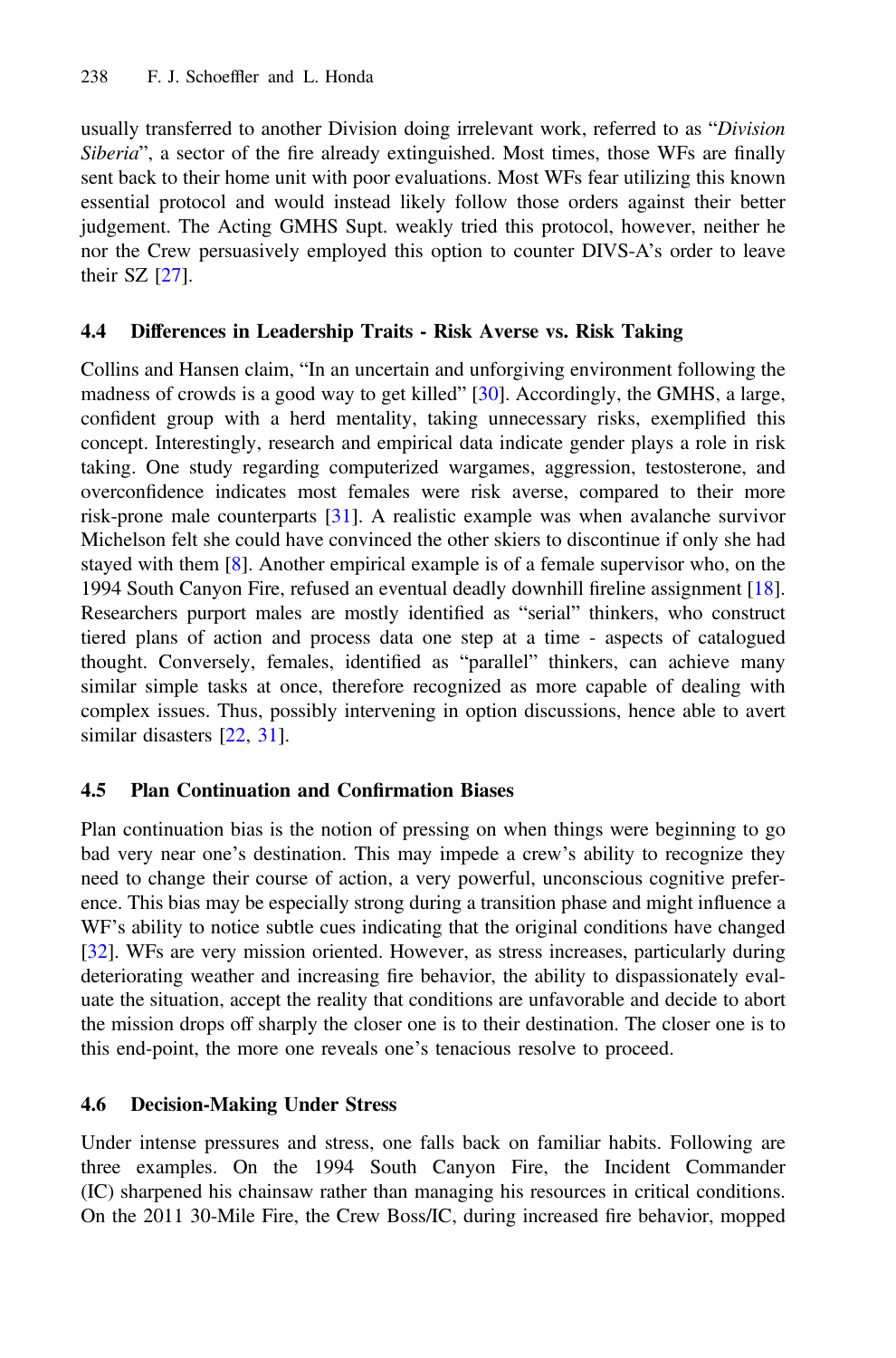usually transferred to another Division doing irrelevant work, referred to as "*Division Siberia*", a sector of the fire already extinguished. Most times, those WFs are finally sent back to their home unit with poor evaluations. Most WFs fear utilizing this known essential protocol and would instead likely follow those orders against their better judgement. The Acting GMHS Supt. weakly tried this protocol, however, neither he nor the Crew persuasively employed this option to counter DIVS-A's order to leave their SZ [27].

### 4.4 Differences in Leadership Traits - Risk Averse vs. Risk Taking

Collins and Hansen claim, "In an uncertain and unforgiving environment following the madness of crowds is a good way to get killed" [30]. Accordingly, the GMHS, a large, confident group with a herd mentality, taking unnecessary risks, exemplified this concept. Interestingly, research and empirical data indicate gender plays a role in risk taking. One study regarding computerized wargames, aggression, testosterone, and overconfidence indicates most females were risk averse, compared to their more risk-prone male counterparts [31]. A realistic example was when avalanche survivor Michelson felt she could have convinced the other skiers to discontinue if only she had stayed with them [8]. Another empirical example is of a female supervisor who, on the 1994 South Canyon Fire, refused an eventual deadly downhill fireline assignment [18]. Researchers purport males are mostly identified as "serial" thinkers, who construct tiered plans of action and process data one step at a time - aspects of catalogued thought. Conversely, females, identified as "parallel" thinkers, can achieve many similar simple tasks at once, therefore recognized as more capable of dealing with complex issues. Thus, possibly intervening in option discussions, hence able to avert similar disasters [22, 31].

### 4.5 Plan Continuation and Confirmation Biases

Plan continuation bias is the notion of pressing on when things were beginning to go bad very near one's destination. This may impede a crew's ability to recognize they need to change their course of action, a very powerful, unconscious cognitive preference. This bias may be especially strong during a transition phase and might influence a WF's ability to notice subtle cues indicating that the original conditions have changed [32]. WFs are very mission oriented. However, as stress increases, particularly during deteriorating weather and increasing fire behavior, the ability to dispassionately evaluate the situation, accept the reality that conditions are unfavorable and decide to abort the mission drops off sharply the closer one is to their destination. The closer one is to this end-point, the more one reveals one's tenacious resolve to proceed.

### 4.6 Decision-Making Under Stress

Under intense pressures and stress, one falls back on familiar habits. Following are three examples. On the 1994 South Canyon Fire, the Incident Commander (IC) sharpened his chainsaw rather than managing his resources in critical conditions. On the 2011 30-Mile Fire, the Crew Boss/IC, during increased fire behavior, mopped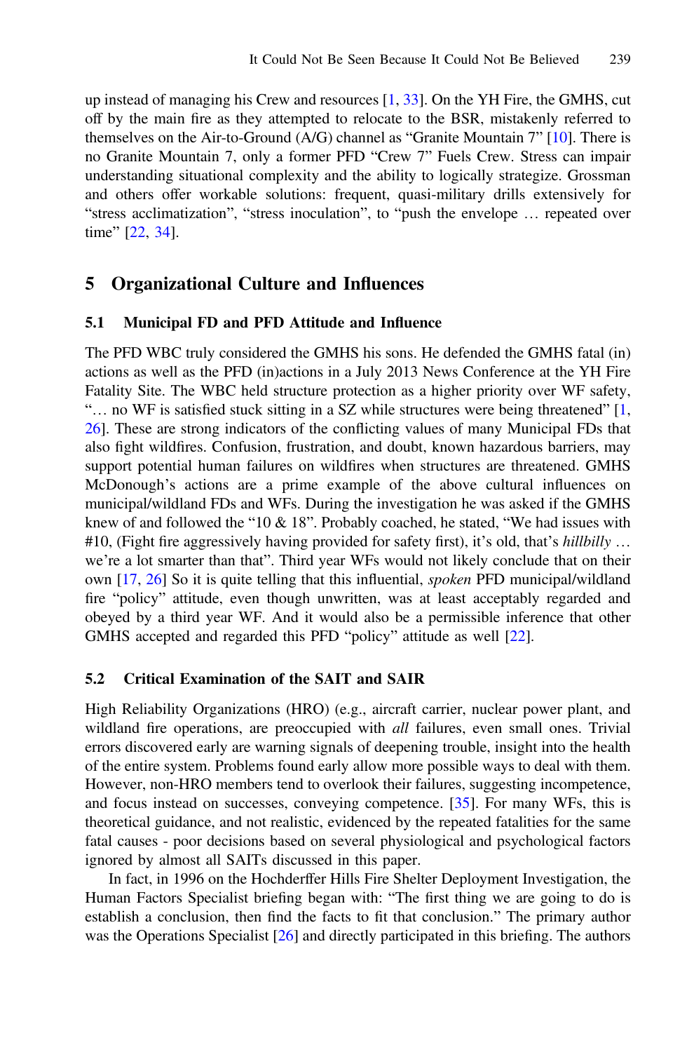up instead of managing his Crew and resources [1, 33]. On the YH Fire, the GMHS, cut off by the main fire as they attempted to relocate to the BSR, mistakenly referred to themselves on the Air-to-Ground (A/G) channel as "Granite Mountain 7" [10]. There is no Granite Mountain 7, only a former PFD "Crew 7" Fuels Crew. Stress can impair understanding situational complexity and the ability to logically strategize. Grossman and others offer workable solutions: frequent, quasi-military drills extensively for "stress acclimatization", "stress inoculation", to "push the envelope … repeated over time" [22, 34].

## 5 Organizational Culture and Influences

### 5.1 Municipal FD and PFD Attitude and Influence

The PFD WBC truly considered the GMHS his sons. He defended the GMHS fatal (in) actions as well as the PFD (in)actions in a July 2013 News Conference at the YH Fire Fatality Site. The WBC held structure protection as a higher priority over WF safety, "… no WF is satisfied stuck sitting in a SZ while structures were being threatened" [1, 26]. These are strong indicators of the conflicting values of many Municipal FDs that also fight wildfires. Confusion, frustration, and doubt, known hazardous barriers, may support potential human failures on wildfires when structures are threatened. GMHS McDonough's actions are a prime example of the above cultural influences on municipal/wildland FDs and WFs. During the investigation he was asked if the GMHS knew of and followed the "10 & 18". Probably coached, he stated, "We had issues with #10, (Fight fire aggressively having provided for safety first), it's old, that's *hillbilly* … we're a lot smarter than that". Third year WFs would not likely conclude that on their own [17, 26] So it is quite telling that this influential, *spoken* PFD municipal/wildland fire "policy" attitude, even though unwritten, was at least acceptably regarded and obeyed by a third year WF. And it would also be a permissible inference that other GMHS accepted and regarded this PFD "policy" attitude as well [22].

### 5.2 Critical Examination of the SAIT and SAIR

High Reliability Organizations (HRO) (e.g., aircraft carrier, nuclear power plant, and wildland fire operations, are preoccupied with *all* failures, even small ones. Trivial errors discovered early are warning signals of deepening trouble, insight into the health of the entire system. Problems found early allow more possible ways to deal with them. However, non-HRO members tend to overlook their failures, suggesting incompetence, and focus instead on successes, conveying competence. [35]. For many WFs, this is theoretical guidance, and not realistic, evidenced by the repeated fatalities for the same fatal causes - poor decisions based on several physiological and psychological factors ignored by almost all SAITs discussed in this paper.

In fact, in 1996 on the Hochderffer Hills Fire Shelter Deployment Investigation, the Human Factors Specialist briefing began with: "The first thing we are going to do is establish a conclusion, then find the facts to fit that conclusion." The primary author was the Operations Specialist [26] and directly participated in this briefing. The authors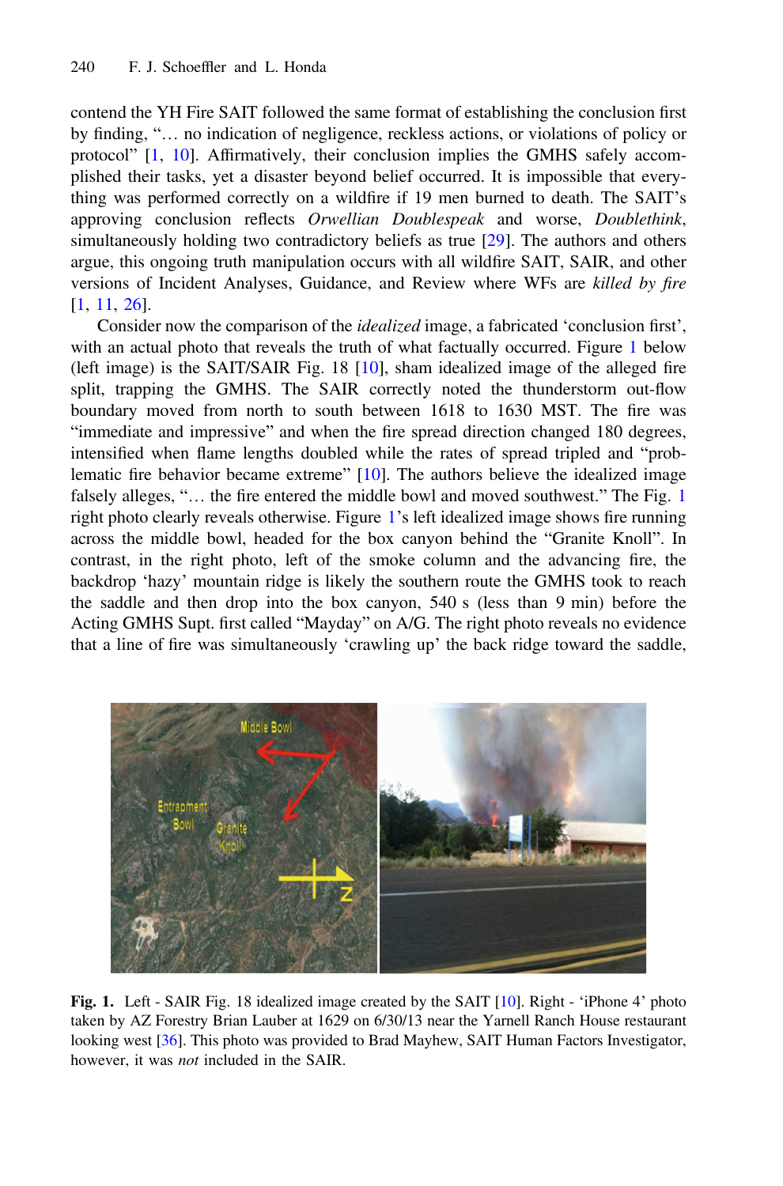contend the YH Fire SAIT followed the same format of establishing the conclusion first by finding, "… no indication of negligence, reckless actions, or violations of policy or protocol" [1, 10]. Affirmatively, their conclusion implies the GMHS safely accomplished their tasks, yet a disaster beyond belief occurred. It is impossible that everything was performed correctly on a wildfire if 19 men burned to death. The SAIT's approving conclusion reflects *Orwellian Doublespeak* and worse, *Doublethink*, simultaneously holding two contradictory beliefs as true [29]. The authors and others argue, this ongoing truth manipulation occurs with all wildfire SAIT, SAIR, and other versions of Incident Analyses, Guidance, and Review where WFs are *killed by fire* [1, 11, 26].

Consider now the comparison of the *idealized* image, a fabricated 'conclusion first', with an actual photo that reveals the truth of what factually occurred. Figure 1 below (left image) is the SAIT/SAIR Fig. 18 [10], sham idealized image of the alleged fire split, trapping the GMHS. The SAIR correctly noted the thunderstorm out-flow boundary moved from north to south between 1618 to 1630 MST. The fire was "immediate and impressive" and when the fire spread direction changed 180 degrees, intensified when flame lengths doubled while the rates of spread tripled and "problematic fire behavior became extreme" [10]. The authors believe the idealized image falsely alleges, "… the fire entered the middle bowl and moved southwest." The Fig. 1 right photo clearly reveals otherwise. Figure 1's left idealized image shows fire running across the middle bowl, headed for the box canyon behind the "Granite Knoll". In contrast, in the right photo, left of the smoke column and the advancing fire, the backdrop 'hazy' mountain ridge is likely the southern route the GMHS took to reach the saddle and then drop into the box canyon, 540 s (less than 9 min) before the Acting GMHS Supt. first called "Mayday" on A/G. The right photo reveals no evidence that a line of fire was simultaneously 'crawling up' the back ridge toward the saddle,

**Fig. 1.** Left - SAIR Fig. 18 idealized image created by the SAIT [10]. Right - 'iPhone 4' photo taken by AZ Forestry Brian Lauber at 1629 on 6/30/13 near the Yarnell Ranch House restaurant looking west [36]. This photo was provided to Brad Mayhew, SAIT Human Factors Investigator, however, it was *not* included in the SAIR.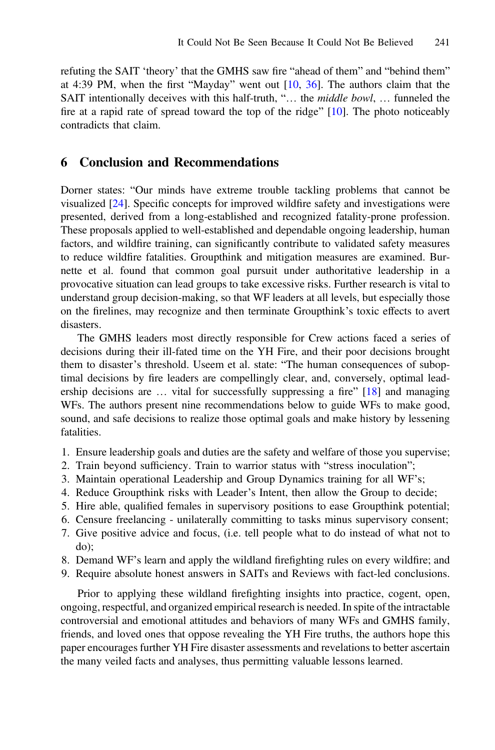refuting the SAIT 'theory' that the GMHS saw fire "ahead of them" and "behind them" at 4:39 PM, when the first "Mayday" went out [10, 36]. The authors claim that the SAIT intentionally deceives with this half-truth, "… the *middle bowl*, … funneled the fire at a rapid rate of spread toward the top of the ridge" [10]. The photo noticeably contradicts that claim.

## 6 Conclusion and Recommendations

Dorner states: "Our minds have extreme trouble tackling problems that cannot be visualized [24]. Specific concepts for improved wildfire safety and investigations were presented, derived from a long-established and recognized fatality-prone profession. These proposals applied to well-established and dependable ongoing leadership, human factors, and wildfire training, can significantly contribute to validated safety measures to reduce wildfire fatalities. Groupthink and mitigation measures are examined. Burnette et al. found that common goal pursuit under authoritative leadership in a provocative situation can lead groups to take excessive risks. Further research is vital to understand group decision-making, so that WF leaders at all levels, but especially those on the firelines, may recognize and then terminate Groupthink's toxic effects to avert disasters.

The GMHS leaders most directly responsible for Crew actions faced a series of decisions during their ill-fated time on the YH Fire, and their poor decisions brought them to disaster's threshold. Useem et al. state: "The human consequences of suboptimal decisions by fire leaders are compellingly clear, and, conversely, optimal leadership decisions are … vital for successfully suppressing a fire" [18] and managing WFs. The authors present nine recommendations below to guide WFs to make good, sound, and safe decisions to realize those optimal goals and make history by lessening fatalities.

1. Ensure leadership goals and duties are the safety and welfare of those you supervise;
2. Train beyond sufficiency. Train to warrior status with "stress inoculation";
3. Maintain operational Leadership and Group Dynamics training for all WF's;
4. Reduce Groupthink risks with Leader's Intent, then allow the Group to decide;
5. Hire able, qualified females in supervisory positions to ease Groupthink potential;
6. Censure freelancing - unilaterally committing to tasks minus supervisory consent;
7. Give positive advice and focus, (i.e. tell people what to do instead of what not to do);
8. Demand WF's learn and apply the wildland firefighting rules on every wildfire; and
9. Require absolute honest answers in SAITs and Reviews with fact-led conclusions.

Prior to applying these wildland firefighting insights into practice, cogent, open, ongoing, respectful, and organized empirical research is needed. In spite of the intractable controversial and emotional attitudes and behaviors of many WFs and GMHS family, friends, and loved ones that oppose revealing the YH Fire truths, the authors hope this paper encourages further YH Fire disaster assessments and revelations to better ascertain the many veiled facts and analyses, thus permitting valuable lessons learned.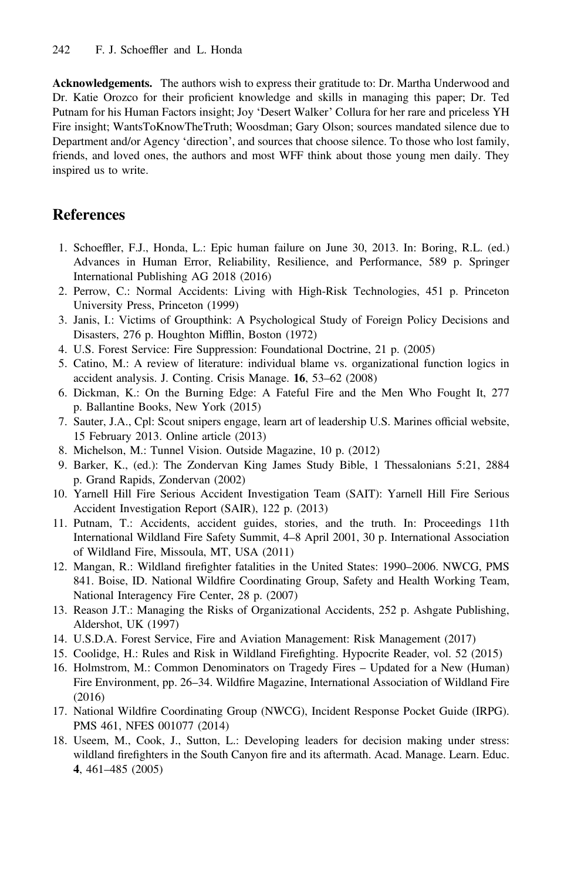**Acknowledgements.** The authors wish to express their gratitude to: Dr. Martha Underwood and Dr. Katie Orozco for their proficient knowledge and skills in managing this paper; Dr. Ted Putnam for his Human Factors insight; Joy 'Desert Walker' Collura for her rare and priceless YH Fire insight; WantsToKnowTheTruth; Woosdman; Gary Olson; sources mandated silence due to Department and/or Agency 'direction', and sources that choose silence. To those who lost family, friends, and loved ones, the authors and most WFF think about those young men daily. They inspired us to write.

## References

1. Schoeffler, F.J., Honda, L.: Epic human failure on June 30, 2013. In: Boring, R.L. (ed.) Advances in Human Error, Reliability, Resilience, and Performance, 589 p. Springer International Publishing AG 2018 (2016)
2. Perrow, C.: Normal Accidents: Living with High-Risk Technologies, 451 p. Princeton University Press, Princeton (1999)
3. Janis, I.: Victims of Groupthink: A Psychological Study of Foreign Policy Decisions and Disasters, 276 p. Houghton Mifflin, Boston (1972)
4. U.S. Forest Service: Fire Suppression: Foundational Doctrine, 21 p. (2005)
5. Catino, M.: A review of literature: individual blame vs. organizational function logics in accident analysis. J. Conting. Crisis Manage. **16**, 53–62 (2008)
6. Dickman, K.: On the Burning Edge: A Fateful Fire and the Men Who Fought It, 277 p. Ballantine Books, New York (2015)
7. Sauter, J.A., Cpl: Scout snipers engage, learn art of leadership U.S. Marines official website, 15 February 2013. Online article (2013)
8. Michelson, M.: Tunnel Vision. Outside Magazine, 10 p. (2012)
9. Barker, K., (ed.): The Zondervan King James Study Bible, 1 Thessalonians 5:21, 2884 p. Grand Rapids, Zondervan (2002)
10. Yarnell Hill Fire Serious Accident Investigation Team (SAIT): Yarnell Hill Fire Serious Accident Investigation Report (SAIR), 122 p. (2013)
11. Putnam, T.: Accidents, accident guides, stories, and the truth. In: Proceedings 11th International Wildland Fire Safety Summit, 4–8 April 2001, 30 p. International Association of Wildland Fire, Missoula, MT, USA (2011)
12. Mangan, R.: Wildland firefighter fatalities in the United States: 1990–2006. NWCG, PMS 841. Boise, ID. National Wildfire Coordinating Group, Safety and Health Working Team, National Interagency Fire Center, 28 p. (2007)
13. Reason J.T.: Managing the Risks of Organizational Accidents, 252 p. Ashgate Publishing, Aldershot, UK (1997)
14. U.S.D.A. Forest Service, Fire and Aviation Management: Risk Management (2017)
15. Coolidge, H.: Rules and Risk in Wildland Firefighting. Hypocrite Reader, vol. 52 (2015)
16. Holmstrom, M.: Common Denominators on Tragedy Fires – Updated for a New (Human) Fire Environment, pp. 26–34. Wildfire Magazine, International Association of Wildland Fire (2016)
17. National Wildfire Coordinating Group (NWCG), Incident Response Pocket Guide (IRPG). PMS 461, NFES 001077 (2014)
18. Useem, M., Cook, J., Sutton, L.: Developing leaders for decision making under stress: wildland firefighters in the South Canyon fire and its aftermath. Acad. Manage. Learn. Educ. **4**, 461–485 (2005)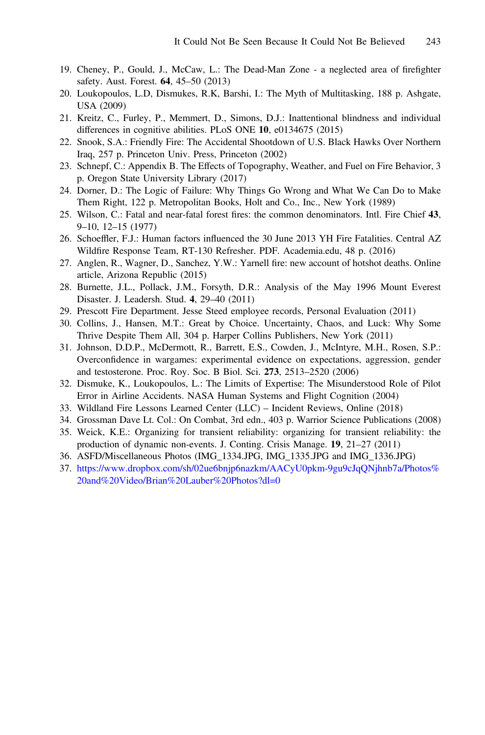19. Cheney, P., Gould, J., McCaw, L.: The Dead-Man Zone - a neglected area of firefighter safety. Aust. Forest. **64**, 45–50 (2013)
20. Loukopoulos, L.D, Dismukes, R.K, Barshi, I.: The Myth of Multitasking, 188 p. Ashgate, USA (2009)
21. Kreitz, C., Furley, P., Memmert, D., Simons, D.J.: Inattentional blindness and individual differences in cognitive abilities. PLoS ONE **10**, e0134675 (2015)
22. Snook, S.A.: Friendly Fire: The Accidental Shootdown of U.S. Black Hawks Over Northern Iraq, 257 p. Princeton Univ. Press, Princeton (2002)
23. Schnepf, C.: Appendix B. The Effects of Topography, Weather, and Fuel on Fire Behavior, 3 p. Oregon State University Library (2017)
24. Dorner, D.: The Logic of Failure: Why Things Go Wrong and What We Can Do to Make Them Right, 122 p. Metropolitan Books, Holt and Co., Inc., New York (1989)
25. Wilson, C.: Fatal and near-fatal forest fires: the common denominators. Intl. Fire Chief **43**, 9–10, 12–15 (1977)
26. Schoeffler, F.J.: Human factors influenced the 30 June 2013 YH Fire Fatalities. Central AZ Wildfire Response Team, RT-130 Refresher. PDF. Academia.edu, 48 p. (2016)
27. Anglen, R., Wagner, D., Sanchez, Y.W.: Yarnell fire: new account of hotshot deaths. Online article, Arizona Republic (2015)
28. Burnette, J.L., Pollack, J.M., Forsyth, D.R.: Analysis of the May 1996 Mount Everest Disaster. J. Leadersh. Stud. **4**, 29–40 (2011)
29. Prescott Fire Department. Jesse Steed employee records, Personal Evaluation (2011)
30. Collins, J., Hansen, M.T.: Great by Choice. Uncertainty, Chaos, and Luck: Why Some Thrive Despite Them All, 304 p. Harper Collins Publishers, New York (2011)
31. Johnson, D.D.P., McDermott, R., Barrett, E.S., Cowden, J., McIntyre, M.H., Rosen, S.P.: Overconfidence in wargames: experimental evidence on expectations, aggression, gender and testosterone. Proc. Roy. Soc. B Biol. Sci. **273**, 2513–2520 (2006)
32. Dismuke, K., Loukopoulos, L.: The Limits of Expertise: The Misunderstood Role of Pilot Error in Airline Accidents. NASA Human Systems and Flight Cognition (2004)
33. Wildland Fire Lessons Learned Center (LLC) – Incident Reviews, Online (2018)
34. Grossman Dave Lt. Col.: On Combat, 3rd edn., 403 p. Warrior Science Publications (2008)
35. Weick, K.E.: Organizing for transient reliability: organizing for transient reliability: the production of dynamic non-events. J. Conting. Crisis Manage. **19**, 21–27 (2011)
36. ASFD/Miscellaneous Photos (IMG_1334.JPG, IMG_1335.JPG and IMG_1336.JPG)
37. https://www.dropbox.com/sh/02ue6bnjp6nazkm/AACyU0pkm-9gu9cJqQNjhnb7a/Photos%20and%20Video/Brian%20Lauber%20Photos?dl=0